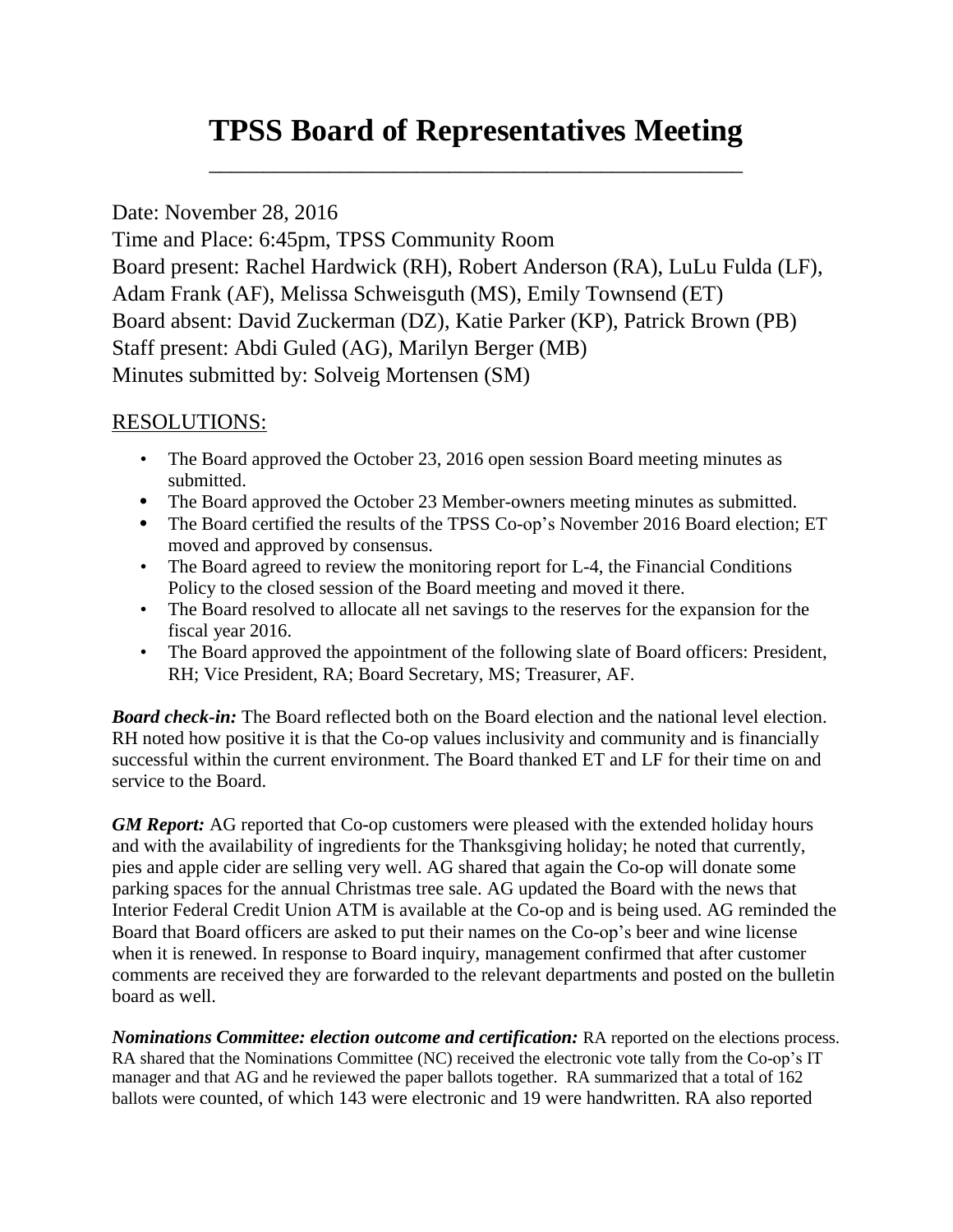# TPSS Board of Representatives Meeting

Date: November 28, 2016  
Time and Place: 6:45pm, TPSS Community Room  
Board present: Rachel Hardwick (RH), Robert Anderson (RA), LuLu Fulda (LF), Adam Frank (AF), Melissa Schweisguth (MS), Emily Townsend (ET)  
Board absent: David Zuckerman (DZ), Katie Parker (KP), Patrick Brown (PB)  
Staff present: Abdi Guled (AG), Marilyn Berger (MB)  
Minutes submitted by: Solveig Mortensen (SM)

## RESOLUTIONS:

- The Board approved the October 23, 2016 open session Board meeting minutes as submitted.
- The Board approved the October 23 Member-owners meeting minutes as submitted.
- The Board certified the results of the TPSS Co-op's November 2016 Board election; ET moved and approved by consensus.
- The Board agreed to review the monitoring report for L-4, the Financial Conditions Policy to the closed session of the Board meeting and moved it there.
- The Board resolved to allocate all net savings to the reserves for the expansion for the fiscal year 2016.
- The Board approved the appointment of the following slate of Board officers: President, RH; Vice President, RA; Board Secretary, MS; Treasurer, AF.

***Board check-in:*** The Board reflected both on the Board election and the national level election. RH noted how positive it is that the Co-op values inclusivity and community and is financially successful within the current environment. The Board thanked ET and LF for their time on and service to the Board.

***GM Report:*** AG reported that Co-op customers were pleased with the extended holiday hours and with the availability of ingredients for the Thanksgiving holiday; he noted that currently, pies and apple cider are selling very well. AG shared that again the Co-op will donate some parking spaces for the annual Christmas tree sale. AG updated the Board with the news that Interior Federal Credit Union ATM is available at the Co-op and is being used. AG reminded the Board that Board officers are asked to put their names on the Co-op's beer and wine license when it is renewed. In response to Board inquiry, management confirmed that after customer comments are received they are forwarded to the relevant departments and posted on the bulletin board as well.

***Nominations Committee: election outcome and certification:*** RA reported on the elections process. RA shared that the Nominations Committee (NC) received the electronic vote tally from the Co-op's IT manager and that AG and he reviewed the paper ballots together. RA summarized that a total of 162 ballots were counted, of which 143 were electronic and 19 were handwritten. RA also reported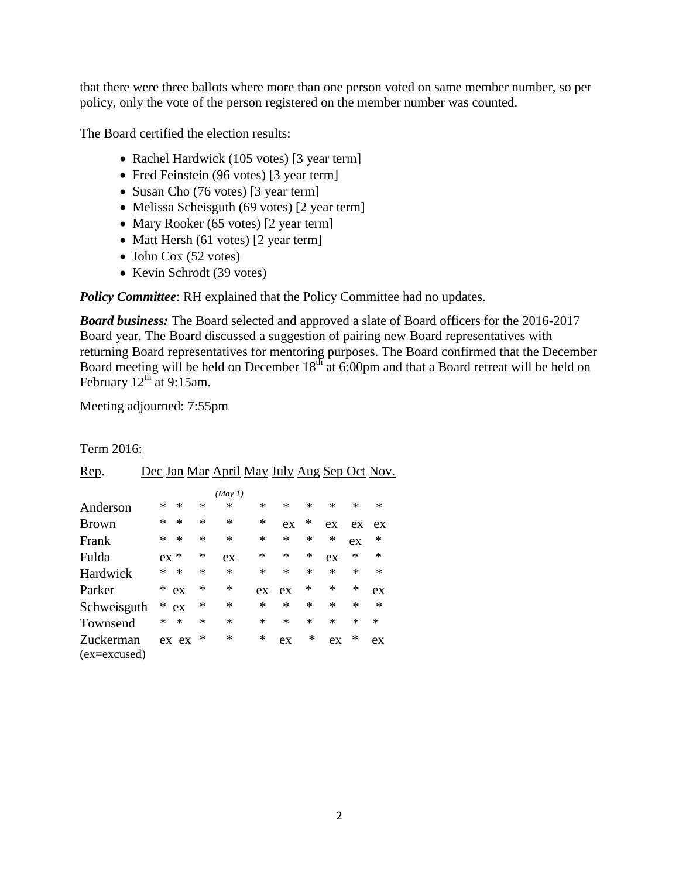that there were three ballots where more than one person voted on same member number, so per policy, only the vote of the person registered on the member number was counted.

The Board certified the election results:

- Rachel Hardwick (105 votes) [3 year term]
- Fred Feinstein (96 votes) [3 year term]
- Susan Cho (76 votes) [3 year term]
- Melissa Scheisguth (69 votes) [2 year term]
- Mary Rooker (65 votes) [2 year term]
- Matt Hersh (61 votes) [2 year term]
- John Cox (52 votes)
- Kevin Schrodt (39 votes)

***Policy Committee***: RH explained that the Policy Committee had no updates.

***Board business:*** The Board selected and approved a slate of Board officers for the 2016-2017 Board year. The Board discussed a suggestion of pairing new Board representatives with returning Board representatives for mentoring purposes. The Board confirmed that the December Board meeting will be held on December 18th at 6:00pm and that a Board retreat will be held on February 12th at 9:15am.

Meeting adjourned: 7:55pm

Term 2016:

| Rep. | Dec | Jan | Mar | April (May 1) | May | July | Aug | Sep | Oct | Nov. |
|---|---|---|---|---|---|---|---|---|---|---|
| Anderson | * | * | * | * | * | * | * | * | * | * |
| Brown | * | * | * | * | * | ex | * | ex | ex | ex |
| Frank | * | * | * | * | * | * | * | * | ex | * |
| Fulda | ex | * | * | ex | * | * | * | ex | * | * |
| Hardwick | * | * | * | * | * | * | * | * | * | * |
| Parker | * | ex | * | * | ex | ex | * | * | * | ex |
| Schweisguth | * | ex | * | * | * | * | * | * | * | * |
| Townsend | * | * | * | * | * | * | * | * | * | * |
| Zuckerman | ex | ex | * | * | * | ex | * | ex | * | ex |

(ex=excused)